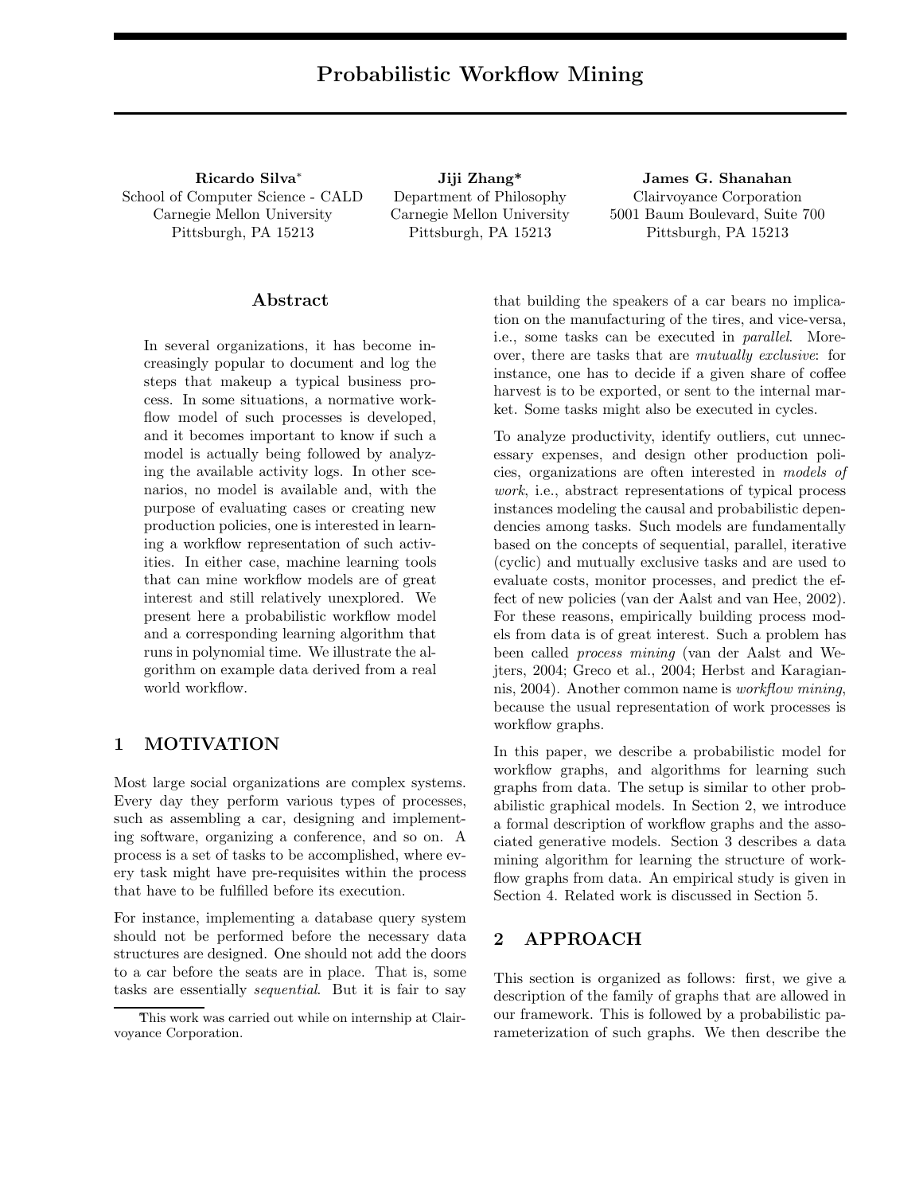# Probabilistic Workflow Mining

**Ricardo Silva***
School of Computer Science - CALD
Carnegie Mellon University
Pittsburgh, PA 15213

**Jiji Zhang***
Department of Philosophy
Carnegie Mellon University
Pittsburgh, PA 15213

**James G. Shanahan**
Clairvoyance Corporation
5001 Baum Boulevard, Suite 700
Pittsburgh, PA 15213

## Abstract

In several organizations, it has become increasingly popular to document and log the steps that makeup a typical business process. In some situations, a normative workflow model of such processes is developed, and it becomes important to know if such a model is actually being followed by analyzing the available activity logs. In other scenarios, no model is available and, with the purpose of evaluating cases or creating new production policies, one is interested in learning a workflow representation of such activities. In either case, machine learning tools that can mine workflow models are of great interest and still relatively unexplored. We present here a probabilistic workflow model and a corresponding learning algorithm that runs in polynomial time. We illustrate the algorithm on example data derived from a real world workflow.

## 1 MOTIVATION

Most large social organizations are complex systems. Every day they perform various types of processes, such as assembling a car, designing and implementing software, organizing a conference, and so on. A process is a set of tasks to be accomplished, where every task might have pre-requisites within the process that have to be fulfilled before its execution.

For instance, implementing a database query system should not be performed before the necessary data structures are designed. One should not add the doors to a car before the seats are in place. That is, some tasks are essentially *sequential*. But it is fair to say that building the speakers of a car bears no implication on the manufacturing of the tires, and vice-versa, i.e., some tasks can be executed in *parallel*. Moreover, there are tasks that are *mutually exclusive*: for instance, one has to decide if a given share of coffee harvest is to be exported, or sent to the internal market. Some tasks might also be executed in cycles.

To analyze productivity, identify outliers, cut unnecessary expenses, and design other production policies, organizations are often interested in *models of work*, i.e., abstract representations of typical process instances modeling the causal and probabilistic dependencies among tasks. Such models are fundamentally based on the concepts of sequential, parallel, iterative (cyclic) and mutually exclusive tasks and are used to evaluate costs, monitor processes, and predict the effect of new policies (van der Aalst and van Hee, 2002). For these reasons, empirically building process models from data is of great interest. Such a problem has been called *process mining* (van der Aalst and Wejters, 2004; Greco et al., 2004; Herbst and Karagiannis, 2004). Another common name is *workflow mining*, because the usual representation of work processes is workflow graphs.

In this paper, we describe a probabilistic model for workflow graphs, and algorithms for learning such graphs from data. The setup is similar to other probabilistic graphical models. In Section 2, we introduce a formal description of workflow graphs and the associated generative models. Section 3 describes a data mining algorithm for learning the structure of workflow graphs from data. An empirical study is given in Section 4. Related work is discussed in Section 5.

## 2 APPROACH

This section is organized as follows: first, we give a description of the family of graphs that are allowed in our framework. This is followed by a probabilistic parameterization of such graphs. We then describe the

*This work was carried out while on internship at Clairvoyance Corporation.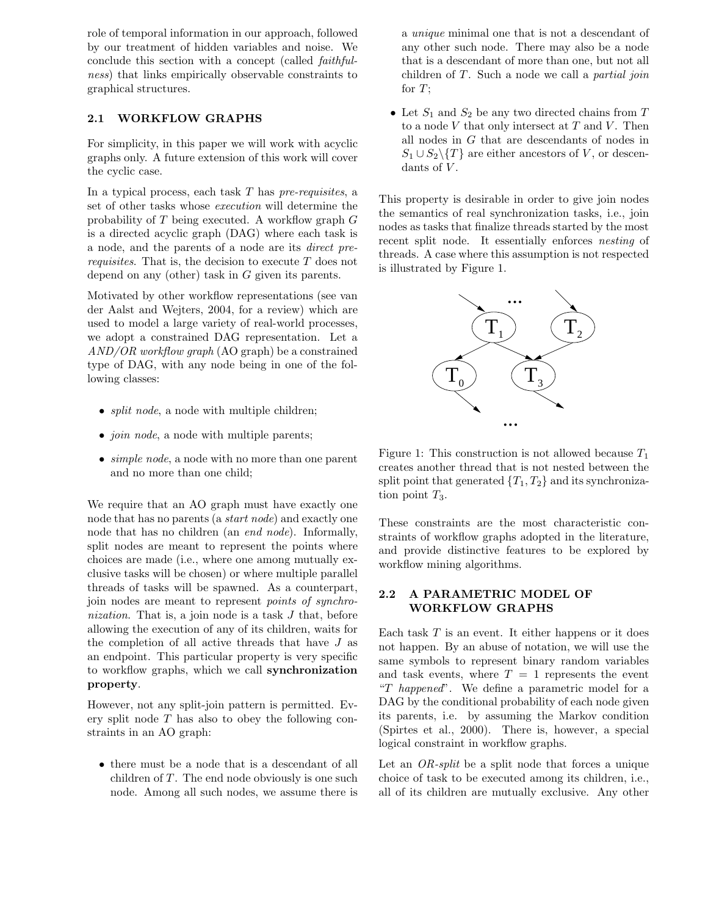role of temporal information in our approach, followed by our treatment of hidden variables and noise. We conclude this section with a concept (called *faithfulness*) that links empirically observable constraints to graphical structures.

### 2.1 WORKFLOW GRAPHS

For simplicity, in this paper we will work with acyclic graphs only. A future extension of this work will cover the cyclic case.

In a typical process, each task $T$ has *pre-requisites*, a set of other tasks whose *execution* will determine the probability of $T$ being executed. A workflow graph $G$ is a directed acyclic graph (DAG) where each task is a node, and the parents of a node are its *direct pre-requisites*. That is, the decision to execute $T$ does not depend on any (other) task in $G$ given its parents.

Motivated by other workflow representations (see van der Aalst and Wejters, 2004, for a review) which are used to model a large variety of real-world processes, we adopt a constrained DAG representation. Let a *AND/OR workflow graph* (AO graph) be a constrained type of DAG, with any node being in one of the following classes:

- *split node*, a node with multiple children;
- *join node*, a node with multiple parents;
- *simple node*, a node with no more than one parent and no more than one child;

We require that an AO graph must have exactly one node that has no parents (a *start node*) and exactly one node that has no children (an *end node*). Informally, split nodes are meant to represent the points where choices are made (i.e., where one among mutually exclusive tasks will be chosen) or where multiple parallel threads of tasks will be spawned. As a counterpart, join nodes are meant to represent *points of synchronization*. That is, a join node is a task $J$ that, before allowing the execution of any of its children, waits for the completion of all active threads that have $J$ as an endpoint. This particular property is very specific to workflow graphs, which we call **synchronization property**.

However, not any split-join pattern is permitted. Every split node $T$ has also to obey the following constraints in an AO graph:

- there must be a node that is a descendant of all children of $T$. The end node obviously is one such node. Among all such nodes, we assume there is a *unique* minimal one that is not a descendant of any other such node. There may also be a node that is a descendant of more than one, but not all children of $T$. Such a node we call a *partial join* for $T$;
- Let $S_1$ and $S_2$ be any two directed chains from $T$ to a node $V$ that only intersect at $T$ and $V$. Then all nodes in $G$ that are descendants of nodes in $S_1 \cup S_2 \backslash \{T\}$ are either ancestors of $V$, or descendants of $V$.

This property is desirable in order to give join nodes the semantics of real synchronization tasks, i.e., join nodes as tasks that finalize threads started by the most recent split node. It essentially enforces *nesting* of threads. A case where this assumption is not respected is illustrated by Figure 1.

Figure 1: This construction is not allowed because $T_1$ creates another thread that is not nested between the split point that generated $\{T_1, T_2\}$ and its synchronization point $T_3$.

These constraints are the most characteristic constraints of workflow graphs adopted in the literature, and provide distinctive features to be explored by workflow mining algorithms.

### 2.2 A PARAMETRIC MODEL OF WORKFLOW GRAPHS

Each task $T$ is an event. It either happens or it does not happen. By an abuse of notation, we will use the same symbols to represent binary random variables and task events, where $T = 1$ represents the event *"T happened"*. We define a parametric model for a DAG by the conditional probability of each node given its parents, i.e. by assuming the Markov condition (Spirtes et al., 2000). There is, however, a special logical constraint in workflow graphs.

Let an *OR-split* be a split node that forces a unique choice of task to be executed among its children, i.e., all of its children are mutually exclusive. Any other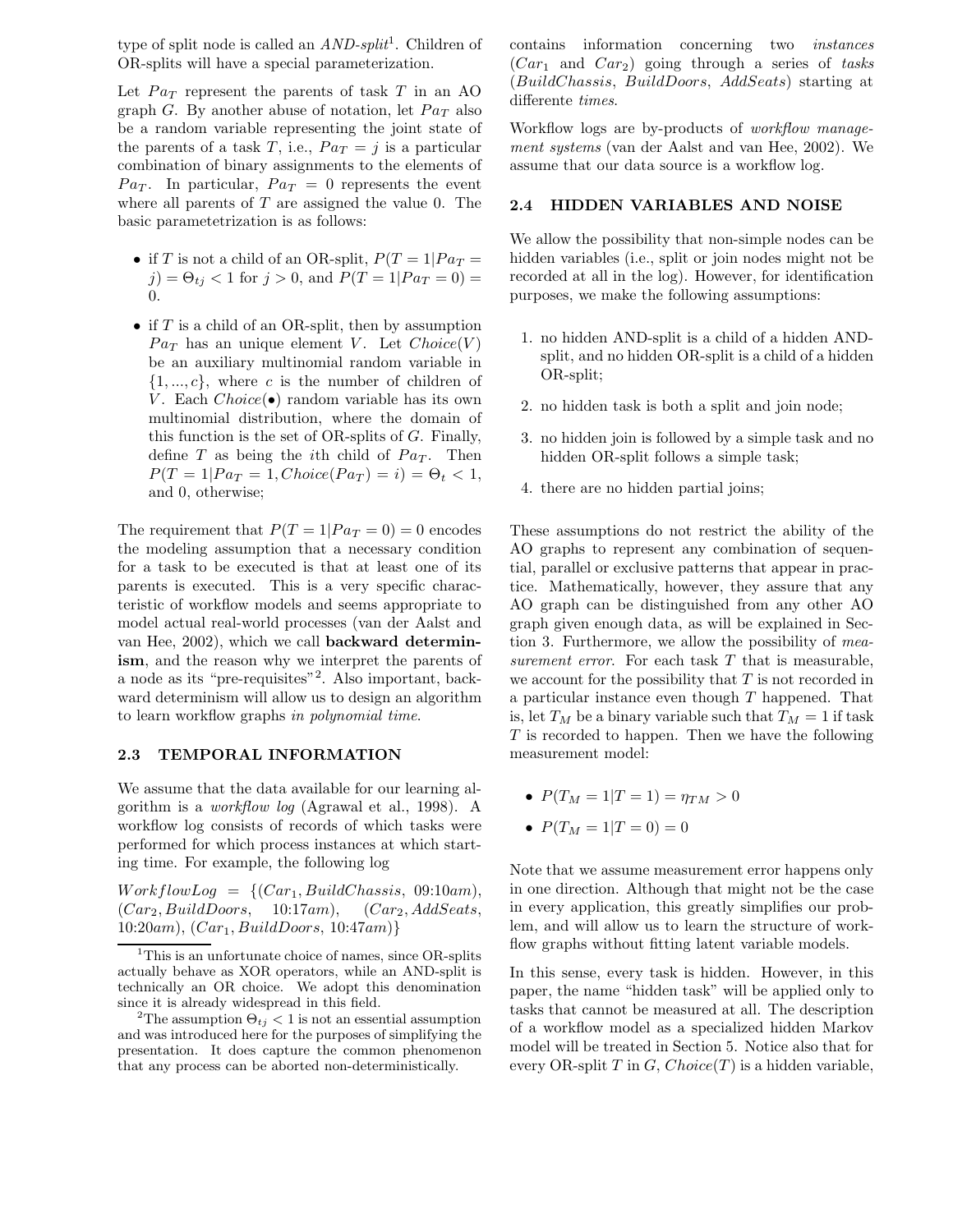type of split node is called an *AND-split*[1]. Children of OR-splits will have a special parameterization.

Let $Pa_T$ represent the parents of task $T$ in an AO graph $G$. By another abuse of notation, let $Pa_T$ also be a random variable representing the joint state of the parents of a task $T$, i.e., $Pa_T = j$ is a particular combination of binary assignments to the elements of $Pa_T$. In particular, $Pa_T = 0$ represents the event where all parents of $T$ are assigned the value 0. The basic parametetrization is as follows:

- if $T$ is not a child of an OR-split, $P(T = 1|Pa_T = j) = \Theta_{tj} < 1$ for $j > 0$, and $P(T = 1|Pa_T = 0) = 0$.
- if $T$ is a child of an OR-split, then by assumption $Pa_T$ has an unique element $V$. Let $Choice(V)$ be an auxiliary multinomial random variable in $\{1, ..., c\}$, where $c$ is the number of children of $V$. Each $Choice(\bullet)$ random variable has its own multinomial distribution, where the domain of this function is the set of OR-splits of $G$. Finally, define $T$ as being the $i$th child of $Pa_T$. Then $P(T = 1|Pa_T = 1, Choice(Pa_T) = i) = \Theta_t < 1$, and 0, otherwise;

The requirement that $P(T = 1|Pa_T = 0) = 0$ encodes the modeling assumption that a necessary condition for a task to be executed is that at least one of its parents is executed. This is a very specific characteristic of workflow models and seems appropriate to model actual real-world processes (van der Aalst and van Hee, 2002), which we call **backward determinism**, and the reason why we interpret the parents of a node as its "pre-requisites"[2]. Also important, backward determinism will allow us to design an algorithm to learn workflow graphs *in polynomial time*.

### 2.3 TEMPORAL INFORMATION

We assume that the data available for our learning algorithm is a *workflow log* (Agrawal et al., 1998). A workflow log consists of records of which tasks were performed for which process instances at which starting time. For example, the following log

$WorkflowLog = \{(Car_1, BuildChassis,$ 09:10$am)$, $(Car_2, BuildDoors,$ 10:17$am)$, $(Car_2, AddSeats,$ 10:20$am)$, $(Car_1, BuildDoors,$ 10:47$am)\}$

contains information concerning two *instances* ($Car_1$ and $Car_2$) going through a series of *tasks* ($BuildChassis$, $BuildDoors$, $AddSeats$) starting at differente *times*.

Workflow logs are by-products of *workflow management systems* (van der Aalst and van Hee, 2002). We assume that our data source is a workflow log.

### 2.4 HIDDEN VARIABLES AND NOISE

We allow the possibility that non-simple nodes can be hidden variables (i.e., split or join nodes might not be recorded at all in the log). However, for identification purposes, we make the following assumptions:

1. no hidden AND-split is a child of a hidden AND-split, and no hidden OR-split is a child of a hidden OR-split;
2. no hidden task is both a split and join node;
3. no hidden join is followed by a simple task and no hidden OR-split follows a simple task;
4. there are no hidden partial joins;

These assumptions do not restrict the ability of the AO graphs to represent any combination of sequential, parallel or exclusive patterns that appear in practice. Mathematically, however, they assure that any AO graph can be distinguished from any other AO graph given enough data, as will be explained in Section 3. Furthermore, we allow the possibility of *measurement error*. For each task $T$ that is measurable, we account for the possibility that $T$ is not recorded in a particular instance even though $T$ happened. That is, let $T_M$ be a binary variable such that $T_M = 1$ if task $T$ is recorded to happen. Then we have the following measurement model:

- $P(T_M = 1|T = 1) = \eta_{TM} > 0$
- $P(T_M = 1|T = 0) = 0$

Note that we assume measurement error happens only in one direction. Although that might not be the case in every application, this greatly simplifies our problem, and will allow us to learn the structure of workflow graphs without fitting latent variable models.

In this sense, every task is hidden. However, in this paper, the name "hidden task" will be applied only to tasks that cannot be measured at all. The description of a workflow model as a specialized hidden Markov model will be treated in Section 5. Notice also that for every OR-split $T$ in $G$, $Choice(T)$ is a hidden variable,

[1] This is an unfortunate choice of names, since OR-splits actually behave as XOR operators, while an AND-split is technically an OR choice. We adopt this denomination since it is already widespread in this field.

[2] The assumption $\Theta_{tj} < 1$ is not an essential assumption and was introduced here for the purposes of simplifying the presentation. It does capture the common phenomenon that any process can be aborted non-deterministically.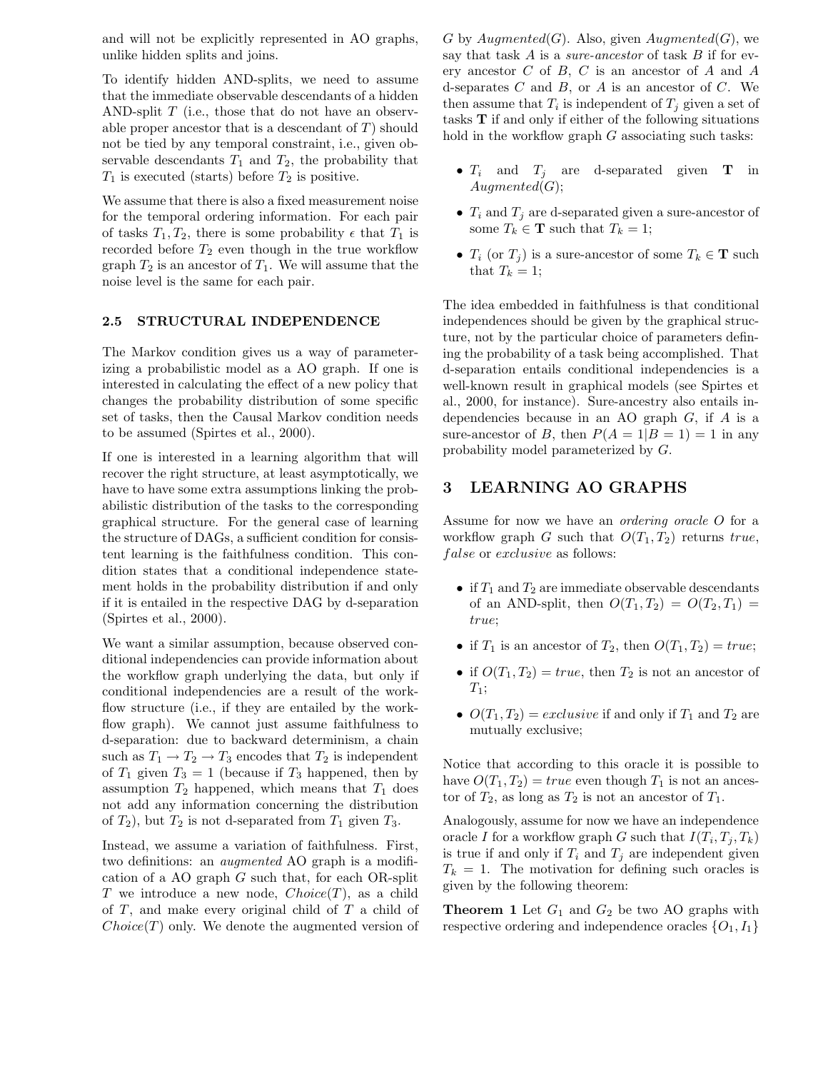and will not be explicitly represented in AO graphs, unlike hidden splits and joins.

To identify hidden AND-splits, we need to assume that the immediate observable descendants of a hidden AND-split $T$ (i.e., those that do not have an observable proper ancestor that is a descendant of $T$) should not be tied by any temporal constraint, i.e., given observable descendants $T_1$ and $T_2$, the probability that $T_1$ is executed (starts) before $T_2$ is positive.

We assume that there is also a fixed measurement noise for the temporal ordering information. For each pair of tasks $T_1, T_2$, there is some probability $\epsilon$ that $T_1$ is recorded before $T_2$ even though in the true workflow graph $T_2$ is an ancestor of $T_1$. We will assume that the noise level is the same for each pair.

### 2.5 STRUCTURAL INDEPENDENCE

The Markov condition gives us a way of parameterizing a probabilistic model as a AO graph. If one is interested in calculating the effect of a new policy that changes the probability distribution of some specific set of tasks, then the Causal Markov condition needs to be assumed (Spirtes et al., 2000).

If one is interested in a learning algorithm that will recover the right structure, at least asymptotically, we have to have some extra assumptions linking the probabilistic distribution of the tasks to the corresponding graphical structure. For the general case of learning the structure of DAGs, a sufficient condition for consistent learning is the faithfulness condition. This condition states that a conditional independence statement holds in the probability distribution if and only if it is entailed in the respective DAG by d-separation (Spirtes et al., 2000).

We want a similar assumption, because observed conditional independencies can provide information about the workflow graph underlying the data, but only if conditional independencies are a result of the workflow structure (i.e., if they are entailed by the workflow graph). We cannot just assume faithfulness to d-separation: due to backward determinism, a chain such as $T_1 \rightarrow T_2 \rightarrow T_3$ encodes that $T_2$ is independent of $T_1$ given $T_3 = 1$ (because if $T_3$ happened, then by assumption $T_2$ happened, which means that $T_1$ does not add any information concerning the distribution of $T_2$), but $T_2$ is not d-separated from $T_1$ given $T_3$.

Instead, we assume a variation of faithfulness. First, two definitions: an *augmented* AO graph is a modification of a AO graph $G$ such that, for each OR-split $T$ we introduce a new node, $Choice(T)$, as a child of $T$, and make every original child of $T$ a child of $Choice(T)$ only. We denote the augmented version of $G$ by $Augmented(G)$. Also, given $Augmented(G)$, we say that task $A$ is a *sure-ancestor* of task $B$ if for every ancestor $C$ of $B$, $C$ is an ancestor of $A$ and $A$ d-separates $C$ and $B$, or $A$ is an ancestor of $C$. We then assume that $T_i$ is independent of $T_j$ given a set of tasks $\mathbf{T}$ if and only if either of the following situations hold in the workflow graph $G$ associating such tasks:

- $T_i$ and $T_j$ are d-separated given $\mathbf{T}$ in $Augmented(G)$;
- $T_i$ and $T_j$ are d-separated given a sure-ancestor of some $T_k \in \mathbf{T}$ such that $T_k = 1$;
- $T_i$ (or $T_j$) is a sure-ancestor of some $T_k \in \mathbf{T}$ such that $T_k = 1$;

The idea embedded in faithfulness is that conditional independences should be given by the graphical structure, not by the particular choice of parameters defining the probability of a task being accomplished. That d-separation entails conditional independencies is a well-known result in graphical models (see Spirtes et al., 2000, for instance). Sure-ancestry also entails independencies because in an AO graph $G$, if $A$ is a sure-ancestor of $B$, then $P(A = 1 | B = 1) = 1$ in any probability model parameterized by $G$.

## 3 LEARNING AO GRAPHS

Assume for now we have an *ordering oracle* $O$ for a workflow graph $G$ such that $O(T_1, T_2)$ returns *true*, *false* or *exclusive* as follows:

- if $T_1$ and $T_2$ are immediate observable descendants of an AND-split, then $O(T_1, T_2) = O(T_2, T_1) =$ *true*;
- if $T_1$ is an ancestor of $T_2$, then $O(T_1, T_2) =$ *true*;
- if $O(T_1, T_2) =$ *true*, then $T_2$ is not an ancestor of $T_1$;
- $O(T_1, T_2) =$ *exclusive* if and only if $T_1$ and $T_2$ are mutually exclusive;

Notice that according to this oracle it is possible to have $O(T_1, T_2) =$ *true* even though $T_1$ is not an ancestor of $T_2$, as long as $T_2$ is not an ancestor of $T_1$.

Analogously, assume for now we have an independence oracle $I$ for a workflow graph $G$ such that $I(T_i, T_j, T_k)$ is true if and only if $T_i$ and $T_j$ are independent given $T_k = 1$. The motivation for defining such oracles is given by the following theorem:

**Theorem 1** Let $G_1$ and $G_2$ be two AO graphs with respective ordering and independence oracles $\{O_1, I_1\}$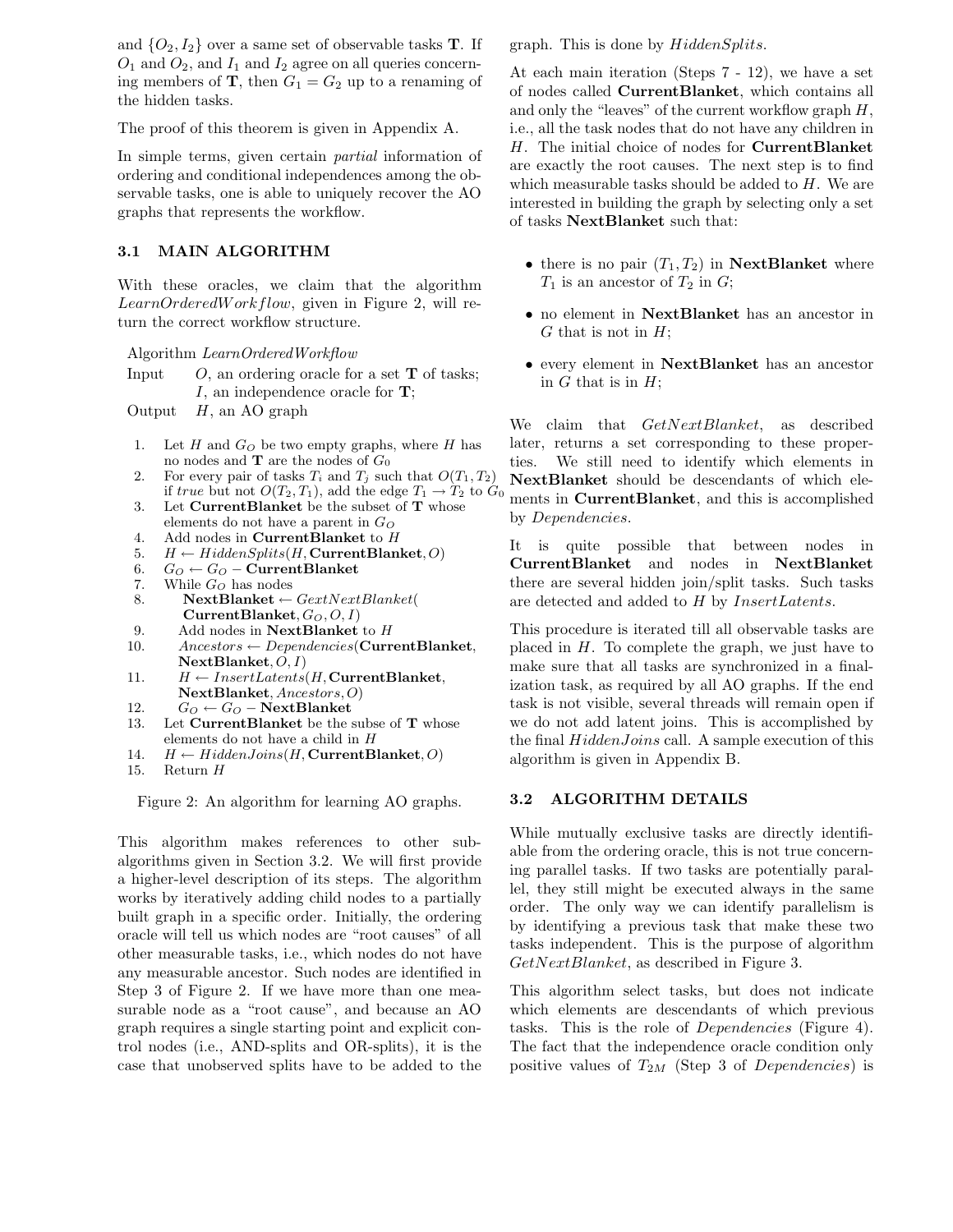and $\{O_2, I_2\}$ over a same set of observable tasks $\mathbf{T}$. If $O_1$ and $O_2$, and $I_1$ and $I_2$ agree on all queries concerning members of $\mathbf{T}$, then $G_1 = G_2$ up to a renaming of the hidden tasks.

The proof of this theorem is given in Appendix A.

In simple terms, given certain *partial* information of ordering and conditional independences among the observable tasks, one is able to uniquely recover the AO graphs that represents the workflow.

### 3.1 MAIN ALGORITHM

With these oracles, we claim that the algorithm *LearnOrderedWorkflow*, given in Figure 2, will return the correct workflow structure.

Algorithm *LearnOrderedWorkflow*
Input $\quad O$, an ordering oracle for a set $\mathbf{T}$ of tasks;
$\quad\quad\quad I$, an independence oracle for $\mathbf{T}$;
Output $\quad H$, an AO graph

1. Let $H$ and $G_O$ be two empty graphs, where $H$ has no nodes and $\mathbf{T}$ are the nodes of $G_0$
2. For every pair of tasks $T_i$ and $T_j$ such that $O(T_1, T_2)$ if *true* but not $O(T_2, T_1)$, add the edge $T_1 \rightarrow T_2$ to $G_0$
3. Let **CurrentBlanket** be the subset of $\mathbf{T}$ whose elements do not have a parent in $G_O$
4. Add nodes in **CurrentBlanket** to $H$
5. $H \leftarrow HiddenSplits(H, \mathbf{CurrentBlanket}, O)$
6. $G_O \leftarrow G_O - \mathbf{CurrentBlanket}$
7. While $G_O$ has nodes
8. $\quad$ **NextBlanket** $\leftarrow GextNextBlanket($**CurrentBlanket**$, G_O, O, I)$
9. $\quad$ Add nodes in **NextBlanket** to $H$
10. $\quad Ancestors \leftarrow Dependencies($**CurrentBlanket**, **NextBlanket**$, O, I)$
11. $\quad H \leftarrow InsertLatents(H,$ **CurrentBlanket**, **NextBlanket**$, Ancestors, O)$
12. $\quad G_O \leftarrow G_O - \mathbf{NextBlanket}$
13. Let **CurrentBlanket** be the subse of $\mathbf{T}$ whose elements do not have a child in $H$
14. $H \leftarrow HiddenJoins(H, \mathbf{CurrentBlanket}, O)$
15. Return $H$

Figure 2: An algorithm for learning AO graphs.

This algorithm makes references to other sub-algorithms given in Section 3.2. We will first provide a higher-level description of its steps. The algorithm works by iteratively adding child nodes to a partially built graph in a specific order. Initially, the ordering oracle will tell us which nodes are "root causes" of all other measurable tasks, i.e., which nodes do not have any measurable ancestor. Such nodes are identified in Step 3 of Figure 2. If we have more than one measurable node as a "root cause", and because an AO graph requires a single starting point and explicit control nodes (i.e., AND-splits and OR-splits), it is the case that unobserved splits have to be added to the graph. This is done by *HiddenSplits*.

At each main iteration (Steps 7 - 12), we have a set of nodes called **CurrentBlanket**, which contains all and only the "leaves" of the current workflow graph $H$, i.e., all the task nodes that do not have any children in $H$. The initial choice of nodes for **CurrentBlanket** are exactly the root causes. The next step is to find which measurable tasks should be added to $H$. We are interested in building the graph by selecting only a set of tasks **NextBlanket** such that:

- there is no pair $(T_1, T_2)$ in **NextBlanket** where $T_1$ is an ancestor of $T_2$ in $G$;
- no element in **NextBlanket** has an ancestor in $G$ that is not in $H$;
- every element in **NextBlanket** has an ancestor in $G$ that is in $H$;

We claim that *GetNextBlanket*, as described later, returns a set corresponding to these properties. We still need to identify which elements in **NextBlanket** should be descendants of which elements in **CurrentBlanket**, and this is accomplished by *Dependencies*.

It is quite possible that between nodes in **CurrentBlanket** and nodes in **NextBlanket** there are several hidden join/split tasks. Such tasks are detected and added to $H$ by *InsertLatents*.

This procedure is iterated till all observable tasks are placed in $H$. To complete the graph, we just have to make sure that all tasks are synchronized in a finalization task, as required by all AO graphs. If the end task is not visible, several threads will remain open if we do not add latent joins. This is accomplished by the final *HiddenJoins* call. A sample execution of this algorithm is given in Appendix B.

### 3.2 ALGORITHM DETAILS

While mutually exclusive tasks are directly identifiable from the ordering oracle, this is not true concerning parallel tasks. If two tasks are potentially parallel, they still might be executed always in the same order. The only way we can identify parallelism is by identifying a previous task that make these two tasks independent. This is the purpose of algorithm *GetNextBlanket*, as described in Figure 3.

This algorithm select tasks, but does not indicate which elements are descendants of which previous tasks. This is the role of *Dependencies* (Figure 4). The fact that the independence oracle condition only positive values of $T_{2M}$ (Step 3 of *Dependencies*) is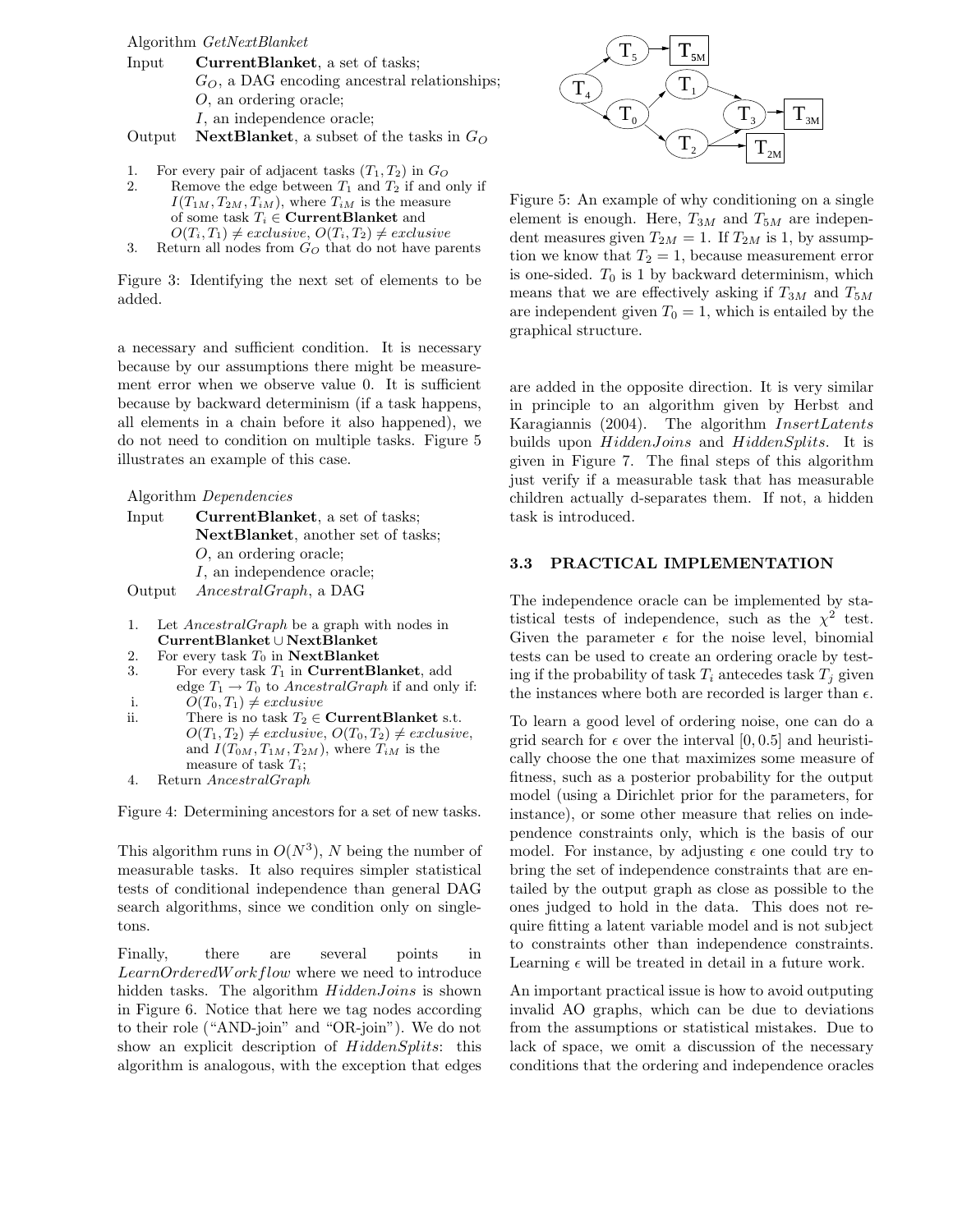Algorithm *GetNextBlanket*

Input **CurrentBlanket**, a set of tasks;
$G_O$, a DAG encoding ancestral relationships;
$O$, an ordering oracle;
$I$, an independence oracle;

Output **NextBlanket**, a subset of the tasks in $G_O$

1. For every pair of adjacent tasks $(T_1, T_2)$ in $G_O$
2. Remove the edge between $T_1$ and $T_2$ if and only if $I(T_{1M}, T_{2M}, T_{iM})$, where $T_{iM}$ is the measure of some task $T_i \in$ **CurrentBlanket** and $O(T_i, T_1) \neq exclusive$, $O(T_i, T_2) \neq exclusive$
3. Return all nodes from $G_O$ that do not have parents

Figure 3: Identifying the next set of elements to be added.

a necessary and sufficient condition. It is necessary because by our assumptions there might be measurement error when we observe value 0. It is sufficient because by backward determinism (if a task happens, all elements in a chain before it also happened), we do not need to condition on multiple tasks. Figure 5 illustrates an example of this case.

Algorithm *Dependencies*

Input **CurrentBlanket**, a set of tasks;
**NextBlanket**, another set of tasks;
$O$, an ordering oracle;
$I$, an independence oracle;

Output *AncestralGraph*, a DAG

1. Let *AncestralGraph* be a graph with nodes in **CurrentBlanket** $\cup$ **NextBlanket**
2. For every task $T_0$ in **NextBlanket**
3. For every task $T_1$ in **CurrentBlanket**, add edge $T_1 \rightarrow T_0$ to *AncestralGraph* if and only if:
   - i. $O(T_0, T_1) \neq exclusive$
   - ii. There is no task $T_2 \in$ **CurrentBlanket** s.t. $O(T_1, T_2) \neq exclusive$, $O(T_0, T_2) \neq exclusive$, and $I(T_{0M}, T_{1M}, T_{2M})$, where $T_{iM}$ is the measure of task $T_i$;
4. Return *AncestralGraph*

Figure 4: Determining ancestors for a set of new tasks.

This algorithm runs in $O(N^3)$, $N$ being the number of measurable tasks. It also requires simpler statistical tests of conditional independence than general DAG search algorithms, since we condition only on singletons.

Finally, there are several points in *LearnOrderedWorkflow* where we need to introduce hidden tasks. The algorithm *HiddenJoins* is shown in Figure 6. Notice that here we tag nodes according to their role ("AND-join" and "OR-join"). We do not show an explicit description of *HiddenSplits*: this algorithm is analogous, with the exception that edges are added in the opposite direction. It is very similar in principle to an algorithm given by Herbst and Karagiannis (2004). The algorithm *InsertLatents* builds upon *HiddenJoins* and *HiddenSplits*. It is given in Figure 7. The final steps of this algorithm just verify if a measurable task that has measurable children actually d-separates them. If not, a hidden task is introduced.

Figure 5: An example of why conditioning on a single element is enough. Here, $T_{3M}$ and $T_{5M}$ are independent measures given $T_{2M} = 1$. If $T_{2M}$ is 1, by assumption we know that $T_2 = 1$, because measurement error is one-sided. $T_0$ is 1 by backward determinism, which means that we are effectively asking if $T_{3M}$ and $T_{5M}$ are independent given $T_0 = 1$, which is entailed by the graphical structure.

### 3.3 PRACTICAL IMPLEMENTATION

The independence oracle can be implemented by statistical tests of independence, such as the $\chi^2$ test. Given the parameter $\epsilon$ for the noise level, binomial tests can be used to create an ordering oracle by testing if the probability of task $T_i$ antecedes task $T_j$ given the instances where both are recorded is larger than $\epsilon$.

To learn a good level of ordering noise, one can do a grid search for $\epsilon$ over the interval $[0, 0.5]$ and heuristically choose the one that maximizes some measure of fitness, such as a posterior probability for the output model (using a Dirichlet prior for the parameters, for instance), or some other measure that relies on independence constraints only, which is the basis of our model. For instance, by adjusting $\epsilon$ one could try to bring the set of independence constraints that are entailed by the output graph as close as possible to the ones judged to hold in the data. This does not require fitting a latent variable model and is not subject to constraints other than independence constraints. Learning $\epsilon$ will be treated in detail in a future work.

An important practical issue is how to avoid outputing invalid AO graphs, which can be due to deviations from the assumptions or statistical mistakes. Due to lack of space, we omit a discussion of the necessary conditions that the ordering and independence oracles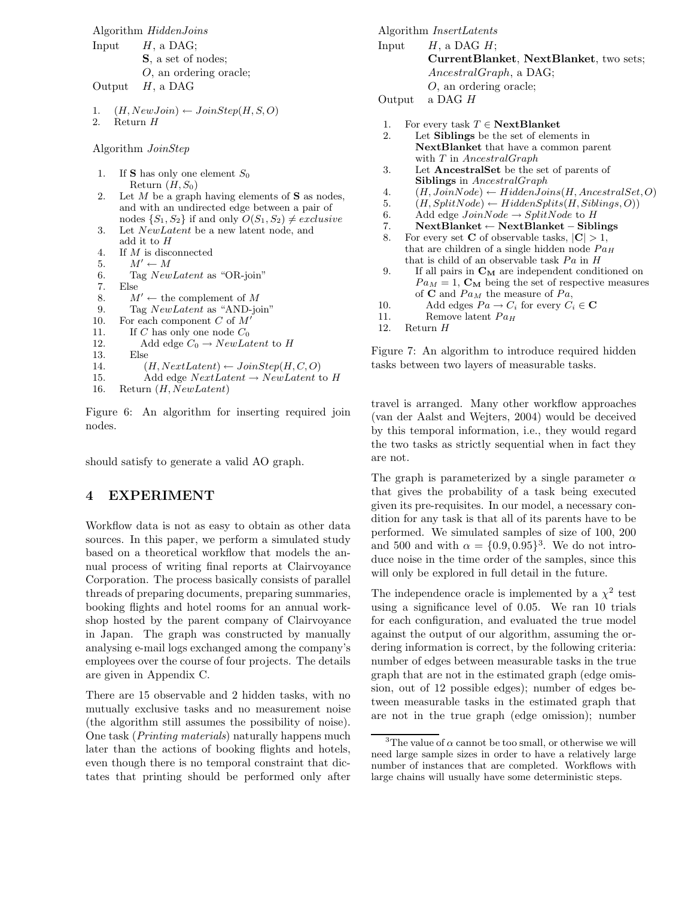Algorithm *HiddenJoins*

Input $H$, a DAG;
**S**, a set of nodes;
$O$, an ordering oracle;

Output $H$, a DAG

```
1.  (H, NewJoin) ← JoinStep(H, S, O)
2.  Return H
```

Algorithm *JoinStep*

```
1.   If S has only one element S_0
        Return (H, S_0)
2.   Let M be a graph having elements of S as nodes,
     and with an undirected edge between a pair of
     nodes {S_1, S_2} if and only O(S_1, S_2) ≠ exclusive
3.   Let NewLatent be a new latent node, and
     add it to H
4.   If M is disconnected
5.      M' ← M
6.      Tag NewLatent as "OR-join"
7.   Else
8.      M' ← the complement of M
9.      Tag NewLatent as "AND-join"
10.  For each component C of M'
11.     If C has only one node C_0
12.        Add edge C_0 → NewLatent to H
13.     Else
14.        (H, NextLatent) ← JoinStep(H, C, O)
15.        Add edge NextLatent → NewLatent to H
16.  Return (H, NewLatent)
```

Figure 6: An algorithm for inserting required join nodes.

should satisfy to generate a valid AO graph.

# 4 EXPERIMENT

Workflow data is not as easy to obtain as other data sources. In this paper, we perform a simulated study based on a theoretical workflow that models the annual process of writing final reports at Clairvoyance Corporation. The process basically consists of parallel threads of preparing documents, preparing summaries, booking flights and hotel rooms for an annual workshop hosted by the parent company of Clairvoyance in Japan. The graph was constructed by manually analysing e-mail logs exchanged among the company's employees over the course of four projects. The details are given in Appendix C.

There are 15 observable and 2 hidden tasks, with no mutually exclusive tasks and no measurement noise (the algorithm still assumes the possibility of noise). One task (*Printing materials*) naturally happens much later than the actions of booking flights and hotels, even though there is no temporal constraint that dictates that printing should be performed only after travel is arranged. Many other workflow approaches (van der Aalst and Wejters, 2004) would be deceived by this temporal information, i.e., they would regard the two tasks as strictly sequential when in fact they are not.

Algorithm *InsertLatents*

Input $H$, a DAG $H$;
**CurrentBlanket**, **NextBlanket**, two sets;
*AncestralGraph*, a DAG;
$O$, an ordering oracle;

Output a DAG $H$

```
1.   For every task T ∈ NextBlanket
2.      Let Siblings be the set of elements in
        NextBlanket that have a common parent
        with T in AncestralGraph
3.      Let AncestralSet be the set of parents of
        Siblings in AncestralGraph
4.      (H, JoinNode) ← HiddenJoins(H, AncestralSet, O)
5.      (H, SplitNode) ← HiddenSplits(H, Siblings, O))
6.      Add edge JoinNode → SplitNode to H
7.      NextBlanket ← NextBlanket − Siblings
8.   For every set C of observable tasks, |C| > 1,
     that are children of a single hidden node Pa_H
     that is child of an observable task Pa in H
9.      If all pairs in C_M are independent conditioned on
        Pa_M = 1, C_M being the set of respective measures
        of C and Pa_M the measure of Pa,
10.        Add edges Pa → C_i for every C_i ∈ C
11.        Remove latent Pa_H
12.  Return H
```

Figure 7: An algorithm to introduce required hidden tasks between two layers of measurable tasks.

The graph is parameterized by a single parameter $\alpha$ that gives the probability of a task being executed given its pre-requisites. In our model, a necessary condition for any task is that all of its parents have to be performed. We simulated samples of size of 100, 200 and 500 and with $\alpha = \{0.9, 0.95\}$[3]. We do not introduce noise in the time order of the samples, since this will only be explored in full detail in the future.

The independence oracle is implemented by a $\chi^2$ test using a significance level of 0.05. We ran 10 trials for each configuration, and evaluated the true model against the output of our algorithm, assuming the ordering information is correct, by the following criteria: number of edges between measurable tasks in the true graph that are not in the estimated graph (edge omission, out of 12 possible edges); number of edges between measurable tasks in the estimated graph that are not in the true graph (edge omission); number

[3]The value of $\alpha$ cannot be too small, or otherwise we will need large sample sizes in order to have a relatively large number of instances that are completed. Workflows with large chains will usually have some deterministic steps.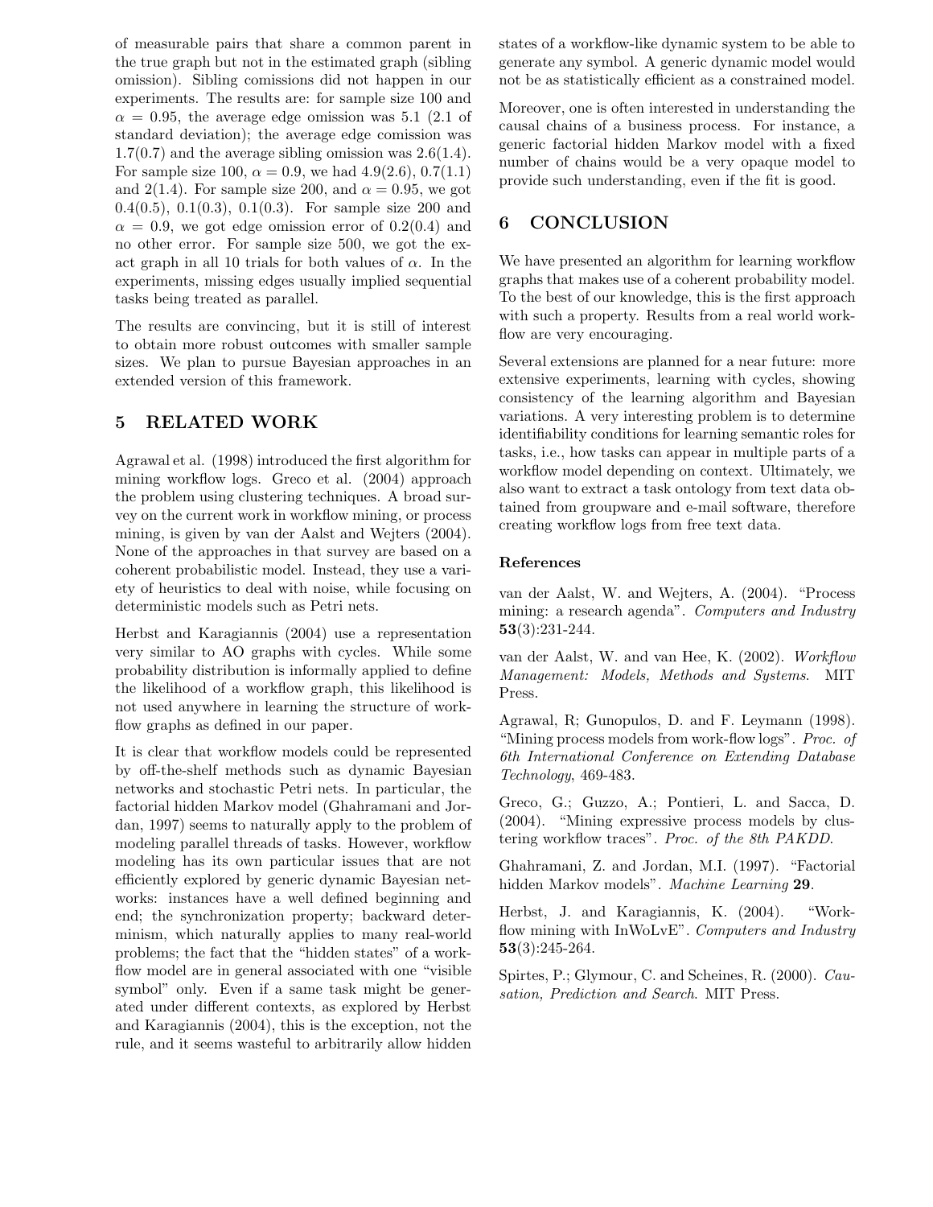of measurable pairs that share a common parent in the true graph but not in the estimated graph (sibling omission). Sibling comissions did not happen in our experiments. The results are: for sample size 100 and $\alpha = 0.95$, the average edge omission was 5.1 (2.1 of standard deviation); the average edge comission was 1.7(0.7) and the average sibling omission was 2.6(1.4). For sample size 100, $\alpha = 0.9$, we had 4.9(2.6), 0.7(1.1) and 2(1.4). For sample size 200, and $\alpha = 0.95$, we got 0.4(0.5), 0.1(0.3), 0.1(0.3). For sample size 200 and $\alpha = 0.9$, we got edge omission error of 0.2(0.4) and no other error. For sample size 500, we got the exact graph in all 10 trials for both values of $\alpha$. In the experiments, missing edges usually implied sequential tasks being treated as parallel.

The results are convincing, but it is still of interest to obtain more robust outcomes with smaller sample sizes. We plan to pursue Bayesian approaches in an extended version of this framework.

## 5 RELATED WORK

Agrawal et al. (1998) introduced the first algorithm for mining workflow logs. Greco et al. (2004) approach the problem using clustering techniques. A broad survey on the current work in workflow mining, or process mining, is given by van der Aalst and Wejters (2004). None of the approaches in that survey are based on a coherent probabilistic model. Instead, they use a variety of heuristics to deal with noise, while focusing on deterministic models such as Petri nets.

Herbst and Karagiannis (2004) use a representation very similar to AO graphs with cycles. While some probability distribution is informally applied to define the likelihood of a workflow graph, this likelihood is not used anywhere in learning the structure of workflow graphs as defined in our paper.

It is clear that workflow models could be represented by off-the-shelf methods such as dynamic Bayesian networks and stochastic Petri nets. In particular, the factorial hidden Markov model (Ghahramani and Jordan, 1997) seems to naturally apply to the problem of modeling parallel threads of tasks. However, workflow modeling has its own particular issues that are not efficiently explored by generic dynamic Bayesian networks: instances have a well defined beginning and end; the synchronization property; backward determinism, which naturally applies to many real-world problems; the fact that the "hidden states" of a workflow model are in general associated with one "visible symbol" only. Even if a same task might be generated under different contexts, as explored by Herbst and Karagiannis (2004), this is the exception, not the rule, and it seems wasteful to arbitrarily allow hidden states of a workflow-like dynamic system to be able to generate any symbol. A generic dynamic model would not be as statistically efficient as a constrained model.

Moreover, one is often interested in understanding the causal chains of a business process. For instance, a generic factorial hidden Markov model with a fixed number of chains would be a very opaque model to provide such understanding, even if the fit is good.

## 6 CONCLUSION

We have presented an algorithm for learning workflow graphs that makes use of a coherent probability model. To the best of our knowledge, this is the first approach with such a property. Results from a real world workflow are very encouraging.

Several extensions are planned for a near future: more extensive experiments, learning with cycles, showing consistency of the learning algorithm and Bayesian variations. A very interesting problem is to determine identifiability conditions for learning semantic roles for tasks, i.e., how tasks can appear in multiple parts of a workflow model depending on context. Ultimately, we also want to extract a task ontology from text data obtained from groupware and e-mail software, therefore creating workflow logs from free text data.

### References

van der Aalst, W. and Wejters, A. (2004). "Process mining: a research agenda". *Computers and Industry* **53**(3):231-244.

van der Aalst, W. and van Hee, K. (2002). *Workflow Management: Models, Methods and Systems*. MIT Press.

Agrawal, R; Gunopulos, D. and F. Leymann (1998). "Mining process models from work-flow logs". *Proc. of 6th International Conference on Extending Database Technology*, 469-483.

Greco, G.; Guzzo, A.; Pontieri, L. and Sacca, D. (2004). "Mining expressive process models by clustering workflow traces". *Proc. of the 8th PAKDD*.

Ghahramani, Z. and Jordan, M.I. (1997). "Factorial hidden Markov models". *Machine Learning* **29**.

Herbst, J. and Karagiannis, K. (2004). "Workflow mining with InWoLvE". *Computers and Industry* **53**(3):245-264.

Spirtes, P.; Glymour, C. and Scheines, R. (2000). *Causation, Prediction and Search*. MIT Press.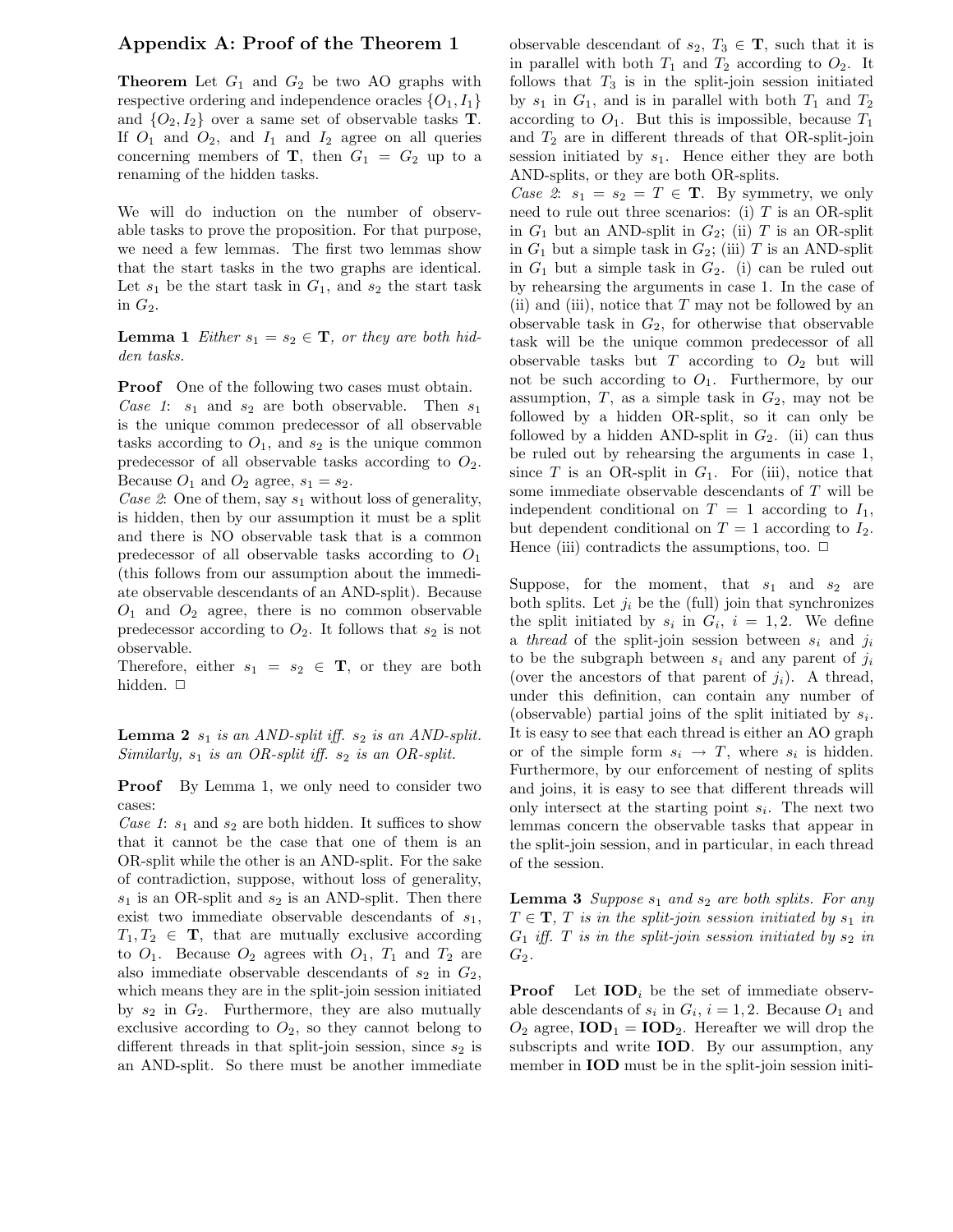## Appendix A: Proof of the Theorem 1

**Theorem** Let $G_1$ and $G_2$ be two AO graphs with respective ordering and independence oracles $\{O_1, I_1\}$ and $\{O_2, I_2\}$ over a same set of observable tasks $\mathbf{T}$. If $O_1$ and $O_2$, and $I_1$ and $I_2$ agree on all queries concerning members of $\mathbf{T}$, then $G_1 = G_2$ up to a renaming of the hidden tasks.

We will do induction on the number of observable tasks to prove the proposition. For that purpose, we need a few lemmas. The first two lemmas show that the start tasks in the two graphs are identical. Let $s_1$ be the start task in $G_1$, and $s_2$ the start task in $G_2$.

**Lemma 1** *Either $s_1 = s_2 \in \mathbf{T}$, or they are both hidden tasks.*

**Proof** One of the following two cases must obtain.
*Case 1*: $s_1$ and $s_2$ are both observable. Then $s_1$ is the unique common predecessor of all observable tasks according to $O_1$, and $s_2$ is the unique common predecessor of all observable tasks according to $O_2$. Because $O_1$ and $O_2$ agree, $s_1 = s_2$.
*Case 2*: One of them, say $s_1$ without loss of generality, is hidden, then by our assumption it must be a split and there is NO observable task that is a common predecessor of all observable tasks according to $O_1$ (this follows from our assumption about the immediate observable descendants of an AND-split). Because $O_1$ and $O_2$ agree, there is no common observable predecessor according to $O_2$. It follows that $s_2$ is not observable.
Therefore, either $s_1 = s_2 \in \mathbf{T}$, or they are both hidden. □

**Lemma 2** *$s_1$ is an AND-split iff. $s_2$ is an AND-split. Similarly, $s_1$ is an OR-split iff. $s_2$ is an OR-split.*

**Proof** By Lemma 1, we only need to consider two cases:
*Case 1*: $s_1$ and $s_2$ are both hidden. It suffices to show that it cannot be the case that one of them is an OR-split while the other is an AND-split. For the sake of contradiction, suppose, without loss of generality, $s_1$ is an OR-split and $s_2$ is an AND-split. Then there exist two immediate observable descendants of $s_1$, $T_1, T_2 \in \mathbf{T}$, that are mutually exclusive according to $O_1$. Because $O_2$ agrees with $O_1$, $T_1$ and $T_2$ are also immediate observable descendants of $s_2$ in $G_2$, which means they are in the split-join session initiated by $s_2$ in $G_2$. Furthermore, they are also mutually exclusive according to $O_2$, so they cannot belong to different threads in that split-join session, since $s_2$ is an AND-split. So there must be another immediate observable descendant of $s_2$, $T_3 \in \mathbf{T}$, such that it is in parallel with both $T_1$ and $T_2$ according to $O_2$. It follows that $T_3$ is in the split-join session initiated by $s_1$ in $G_1$, and is in parallel with both $T_1$ and $T_2$ according to $O_2$. But this is impossible, because $T_1$ and $T_2$ are in different threads of that OR-split-join session initiated by $s_1$. Hence either they are both AND-splits, or they are both OR-splits.
*Case 2*: $s_1 = s_2 = T \in \mathbf{T}$. By symmetry, we only need to rule out three scenarios: (i) $T$ is an OR-split in $G_1$ but an AND-split in $G_2$; (ii) $T$ is an OR-split in $G_1$ but a simple task in $G_2$; (iii) $T$ is an AND-split in $G_1$ but a simple task in $G_2$. (i) can be ruled out by rehearsing the arguments in case 1. In the case of (ii) and (iii), notice that $T$ may not be followed by an observable task in $G_2$, for otherwise that observable task will be the unique common predecessor of all observable tasks but $T$ according to $O_2$ but will not be such according to $O_1$. Furthermore, by our assumption, $T$, as a simple task in $G_2$, may not be followed by a hidden OR-split, so it can only be followed by a hidden AND-split in $G_2$. (ii) can thus be ruled out by rehearsing the arguments in case 1, since $T$ is an OR-split in $G_1$. For (iii), notice that some immediate observable descendants of $T$ will be independent conditional on $T = 1$ according to $I_1$, but dependent conditional on $T = 1$ according to $I_2$. Hence (iii) contradicts the assumptions, too. □

Suppose, for the moment, that $s_1$ and $s_2$ are both splits. Let $j_i$ be the (full) join that synchronizes the split initiated by $s_i$ in $G_i$, $i = 1, 2$. We define a *thread* of the split-join session between $s_i$ and $j_i$ to be the subgraph between $s_i$ and any parent of $j_i$ (over the ancestors of that parent of $j_i$). A thread, under this definition, can contain any number of (observable) partial joins of the split initiated by $s_i$. It is easy to see that each thread is either an AO graph or of the simple form $s_i \rightarrow T$, where $s_i$ is hidden. Furthermore, by our enforcement of nesting of splits and joins, it is easy to see that different threads will only intersect at the starting point $s_i$. The next two lemmas concern the observable tasks that appear in the split-join session, and in particular, in each thread of the session.

**Lemma 3** *Suppose $s_1$ and $s_2$ are both splits. For any $T \in \mathbf{T}$, $T$ is in the split-join session initiated by $s_1$ in $G_1$ iff. $T$ is in the split-join session initiated by $s_2$ in $G_2$.*

**Proof** Let $\mathbf{IOD}_i$ be the set of immediate observable descendants of $s_i$ in $G_i$, $i = 1, 2$. Because $O_1$ and $O_2$ agree, $\mathbf{IOD}_1 = \mathbf{IOD}_2$. Hereafter we will drop the subscripts and write $\mathbf{IOD}$. By our assumption, any member in $\mathbf{IOD}$ must be in the split-join session initi-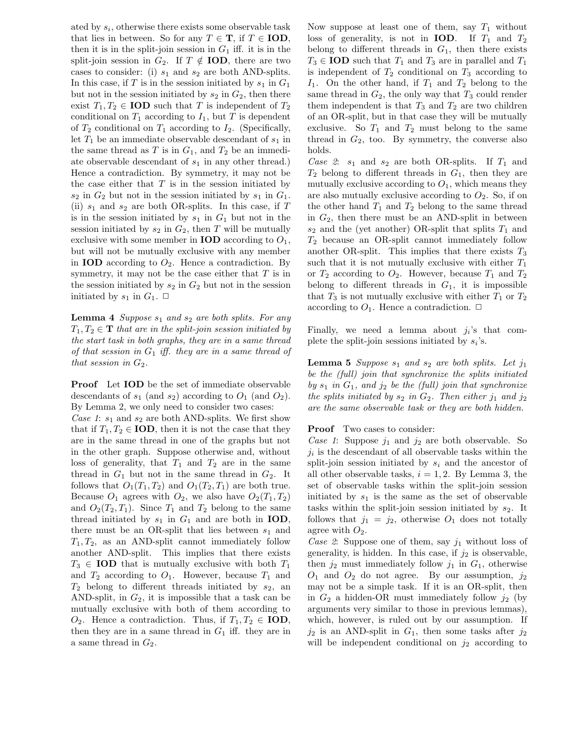ated by $s_i$, otherwise there exists some observable task that lies in between. So for any $T \in \mathbf{T}$, if $T \in \mathbf{IOD}$, then it is in the split-join session in $G_1$ iff. it is in the split-join session in $G_2$. If $T \notin \mathbf{IOD}$, there are two cases to consider: (i) $s_1$ and $s_2$ are both AND-splits. In this case, if $T$ is in the session initiated by $s_1$ in $G_1$ but not in the session initiated by $s_2$ in $G_2$, then there exist $T_1, T_2 \in \mathbf{IOD}$ such that $T$ is independent of $T_2$ conditional on $T_1$ according to $I_1$, but $T$ is dependent of $T_2$ conditional on $T_1$ according to $I_2$. (Specifically, let $T_1$ be an immediate observable descendant of $s_1$ in the same thread as $T$ is in $G_1$, and $T_2$ be an immediate observable descendant of $s_1$ in any other thread.) Hence a contradiction. By symmetry, it may not be the case either that $T$ is in the session initiated by $s_2$ in $G_2$ but not in the session initiated by $s_1$ in $G_1$. (ii) $s_1$ and $s_2$ are both OR-splits. In this case, if $T$ is in the session initiated by $s_1$ in $G_1$ but not in the session initiated by $s_2$ in $G_2$, then $T$ will be mutually exclusive with some member in $\mathbf{IOD}$ according to $O_1$, but will not be mutually exclusive with any member in $\mathbf{IOD}$ according to $O_2$. Hence a contradiction. By symmetry, it may not be the case either that $T$ is in the session initiated by $s_2$ in $G_2$ but not in the session initiated by $s_1$ in $G_1$. □

**Lemma 4** *Suppose $s_1$ and $s_2$ are both splits. For any $T_1, T_2 \in \mathbf{T}$ that are in the split-join session initiated by the start task in both graphs, they are in a same thread of that session in $G_1$ iff. they are in a same thread of that session in $G_2$.*

**Proof** Let $\mathbf{IOD}$ be the set of immediate observable descendants of $s_1$ (and $s_2$) according to $O_1$ (and $O_2$). By Lemma 2, we only need to consider two cases:
*Case 1*: $s_1$ and $s_2$ are both AND-splits. We first show that if $T_1, T_2 \in \mathbf{IOD}$, then it is not the case that they are in the same thread in one of the graphs but not in the other graph. Suppose otherwise and, without loss of generality, that $T_1$ and $T_2$ are in the same thread in $G_1$ but not in the same thread in $G_2$. It follows that $O_1(T_1, T_2)$ and $O_1(T_2, T_1)$ are both true. Because $O_1$ agrees with $O_2$, we also have $O_2(T_1, T_2)$ and $O_2(T_2, T_1)$. Since $T_1$ and $T_2$ belong to the same thread initiated by $s_1$ in $G_1$ and are both in $\mathbf{IOD}$, there must be an OR-split that lies between $s_1$ and $T_1, T_2$, as an AND-split cannot immediately follow another AND-split. This implies that there exists $T_3 \in \mathbf{IOD}$ that is mutually exclusive with both $T_1$ and $T_2$ according to $O_1$. However, because $T_1$ and $T_2$ belong to different threads initiated by $s_2$, an AND-split, in $G_2$, it is impossible that a task can be mutually exclusive with both of them according to $O_2$. Hence a contradiction. Thus, if $T_1, T_2 \in \mathbf{IOD}$, then they are in a same thread in $G_1$ iff. they are in a same thread in $G_2$.

Now suppose at least one of them, say $T_1$ without loss of generality, is not in $\mathbf{IOD}$. If $T_1$ and $T_2$ belong to different threads in $G_1$, then there exists $T_3 \in \mathbf{IOD}$ such that $T_1$ and $T_3$ are in parallel and $T_1$ is independent of $T_2$ conditional on $T_3$ according to $I_1$. On the other hand, if $T_1$ and $T_2$ belong to the same thread in $G_2$, the only way that $T_3$ could render them independent is that $T_3$ and $T_2$ are two children of an OR-split, but in that case they will be mutually exclusive. So $T_1$ and $T_2$ must belong to the same thread in $G_2$, too. By symmetry, the converse also holds.
*Case 2*: $s_1$ and $s_2$ are both OR-splits. If $T_1$ and $T_2$ belong to different threads in $G_1$, then they are mutually exclusive according to $O_1$, which means they are also mutually exclusive according to $O_2$. So, if on the other hand $T_1$ and $T_2$ belong to the same thread in $G_2$, then there must be an AND-split in between $s_2$ and the (yet another) OR-split that splits $T_1$ and $T_2$ because an OR-split cannot immediately follow another OR-split. This implies that there exists $T_3$ such that it is not mutually exclusive with either $T_1$ or $T_2$ according to $O_2$. However, because $T_1$ and $T_2$ belong to different threads in $G_1$, it is impossible that $T_3$ is not mutually exclusive with either $T_1$ or $T_2$ according to $O_1$. Hence a contradiction. □

Finally, we need a lemma about $j_i$'s that complete the split-join sessions initiated by $s_i$'s.

**Lemma 5** *Suppose $s_1$ and $s_2$ are both splits. Let $j_1$ be the (full) join that synchronize the splits initiated by $s_1$ in $G_1$, and $j_2$ be the (full) join that synchronize the splits initiated by $s_2$ in $G_2$. Then either $j_1$ and $j_2$ are the same observable task or they are both hidden.*

**Proof** Two cases to consider:
*Case 1*: Suppose $j_1$ and $j_2$ are both observable. So $j_i$ is the descendant of all observable tasks within the split-join session initiated by $s_i$ and the ancestor of all other observable tasks, $i = 1, 2$. By Lemma 3, the set of observable tasks within the split-join session initiated by $s_1$ is the same as the set of observable tasks within the split-join session initiated by $s_2$. It follows that $j_1 = j_2$, otherwise $O_1$ does not totally agree with $O_2$.
*Case 2*: Suppose one of them, say $j_1$ without loss of generality, is hidden. In this case, if $j_2$ is observable, then $j_2$ must immediately follow $j_1$ in $G_1$, otherwise $O_1$ and $O_2$ do not agree. By our assumption, $j_2$ may not be a simple task. If it is an OR-split, then in $G_2$ a hidden-OR must immediately follow $j_2$ (by arguments very similar to those in previous lemmas), which, however, is ruled out by our assumption. If $j_2$ is an AND-split in $G_1$, then some tasks after $j_2$ will be independent conditional on $j_2$ according to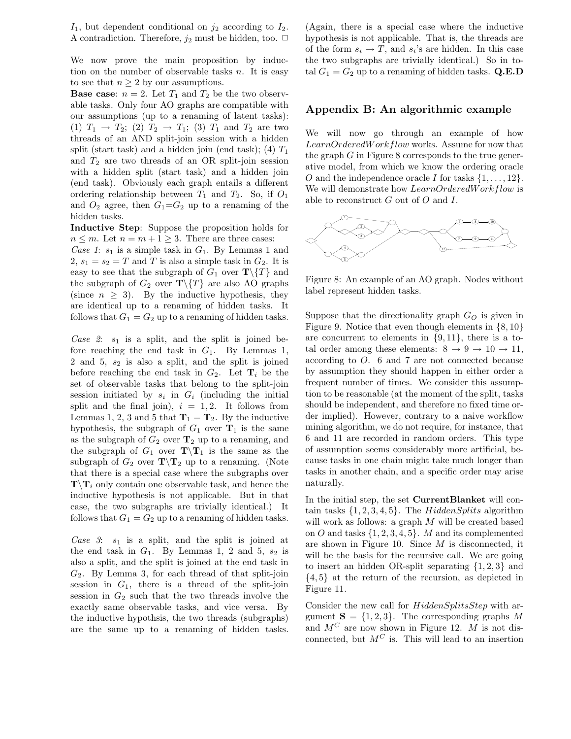$I_1$, but dependent conditional on $j_2$ according to $I_2$. A contradiction. Therefore, $j_2$ must be hidden, too. □

We now prove the main proposition by induction on the number of observable tasks $n$. It is easy to see that $n \geq 2$ by our assumptions.

**Base case**: $n = 2$. Let $T_1$ and $T_2$ be the two observable tasks. Only four AO graphs are compatible with our assumptions (up to a renaming of latent tasks): (1) $T_1 \rightarrow T_2$; (2) $T_2 \rightarrow T_1$; (3) $T_1$ and $T_2$ are two threads of an AND split-join session with a hidden split (start task) and a hidden join (end task); (4) $T_1$ and $T_2$ are two threads of an OR split-join session with a hidden split (start task) and a hidden join (end task). Obviously each graph entails a different ordering relationship between $T_1$ and $T_2$. So, if $O_1$ and $O_2$ agree, then $G_1$=$G_2$ up to a renaming of the hidden tasks.

**Inductive Step**: Suppose the proposition holds for $n \leq m$. Let $n = m + 1 \geq 3$. There are three cases:

*Case 1*: $s_1$ is a simple task in $G_1$. By Lemmas 1 and 2, $s_1 = s_2 = T$ and $T$ is also a simple task in $G_2$. It is easy to see that the subgraph of $G_1$ over $\mathbf{T}\backslash\{T\}$ and the subgraph of $G_2$ over $\mathbf{T}\backslash\{T\}$ are also AO graphs (since $n \geq 3$). By the inductive hypothesis, they are identical up to a renaming of hidden tasks. It follows that $G_1 = G_2$ up to a renaming of hidden tasks.

*Case 2*: $s_1$ is a split, and the split is joined before reaching the end task in $G_1$. By Lemmas 1, 2 and 5, $s_2$ is also a split, and the split is joined before reaching the end task in $G_2$. Let $\mathbf{T}_i$ be the set of observable tasks that belong to the split-join session initiated by $s_i$ in $G_i$ (including the initial split and the final join), $i = 1, 2$. It follows from Lemmas 1, 2, 3 and 5 that $\mathbf{T}_1 = \mathbf{T}_2$. By the inductive hypothesis, the subgraph of $G_1$ over $\mathbf{T}_1$ is the same as the subgraph of $G_2$ over $\mathbf{T}_2$ up to a renaming, and the subgraph of $G_1$ over $\mathbf{T}\backslash\mathbf{T}_1$ is the same as the subgraph of $G_2$ over $\mathbf{T}\backslash\mathbf{T}_2$ up to a renaming. (Note that there is a special case where the subgraphs over $\mathbf{T}\backslash\mathbf{T}_i$ only contain one observable task, and hence the inductive hypothesis is not applicable. But in that case, the two subgraphs are trivially identical.) It follows that $G_1 = G_2$ up to a renaming of hidden tasks.

*Case 3*: $s_1$ is a split, and the split is joined at the end task in $G_1$. By Lemmas 1, 2 and 5, $s_2$ is also a split, and the split is joined at the end task in $G_2$. By Lemma 3, for each thread of that split-join session in $G_1$, there is a thread of the split-join session in $G_2$ such that the two threads involve the exactly same observable tasks, and vice versa. By the inductive hypothsis, the two threads (subgraphs) are the same up to a renaming of hidden tasks. (Again, there is a special case where the inductive hypothesis is not applicable. That is, the threads are of the form $s_i \rightarrow T$, and $s_i$'s are hidden. In this case the two subgraphs are trivially identical.) So in total $G_1 = G_2$ up to a renaming of hidden tasks. **Q.E.D**

## Appendix B: An algorithmic example

We will now go through an example of how *LearnOrderedWorkflow* works. Assume for now that the graph $G$ in Figure 8 corresponds to the true generative model, from which we know the ordering oracle $O$ and the independence oracle $I$ for tasks $\{1, \ldots, 12\}$. We will demonstrate how *LearnOrderedWorkflow* is able to reconstruct $G$ out of $O$ and $I$.

Figure 8: An example of an AO graph. Nodes without label represent hidden tasks.

Suppose that the directionality graph $G_O$ is given in Figure 9. Notice that even though elements in $\{8, 10\}$ are concurrent to elements in $\{9, 11\}$, there is a total order among these elements: $8 \rightarrow 9 \rightarrow 10 \rightarrow 11$, according to $O$. 6 and 7 are not connected because by assumption they should happen in either order a frequent number of times. We consider this assumption to be reasonable (at the moment of the split, tasks should be independent, and therefore no fixed time order implied). However, contrary to a naive workflow mining algorithm, we do not require, for instance, that 6 and 11 are recorded in random orders. This type of assumption seems considerably more artificial, because tasks in one chain might take much longer than tasks in another chain, and a specific order may arise naturally.

In the initial step, the set **CurrentBlanket** will contain tasks $\{1, 2, 3, 4, 5\}$. The *HiddenSplits* algorithm will work as follows: a graph $M$ will be created based on $O$ and tasks $\{1, 2, 3, 4, 5\}$. $M$ and its complemented are shown in Figure 10. Since $M$ is disconnected, it will be the basis for the recursive call. We are going to insert an hidden OR-split separating $\{1, 2, 3\}$ and $\{4, 5\}$ at the return of the recursion, as depicted in Figure 11.

Consider the new call for *HiddenSplitsStep* with argument $\mathbf{S} = \{1, 2, 3\}$. The corresponding graphs $M$ and $M^C$ are now shown in Figure 12. $M$ is not disconnected, but $M^C$ is. This will lead to an insertion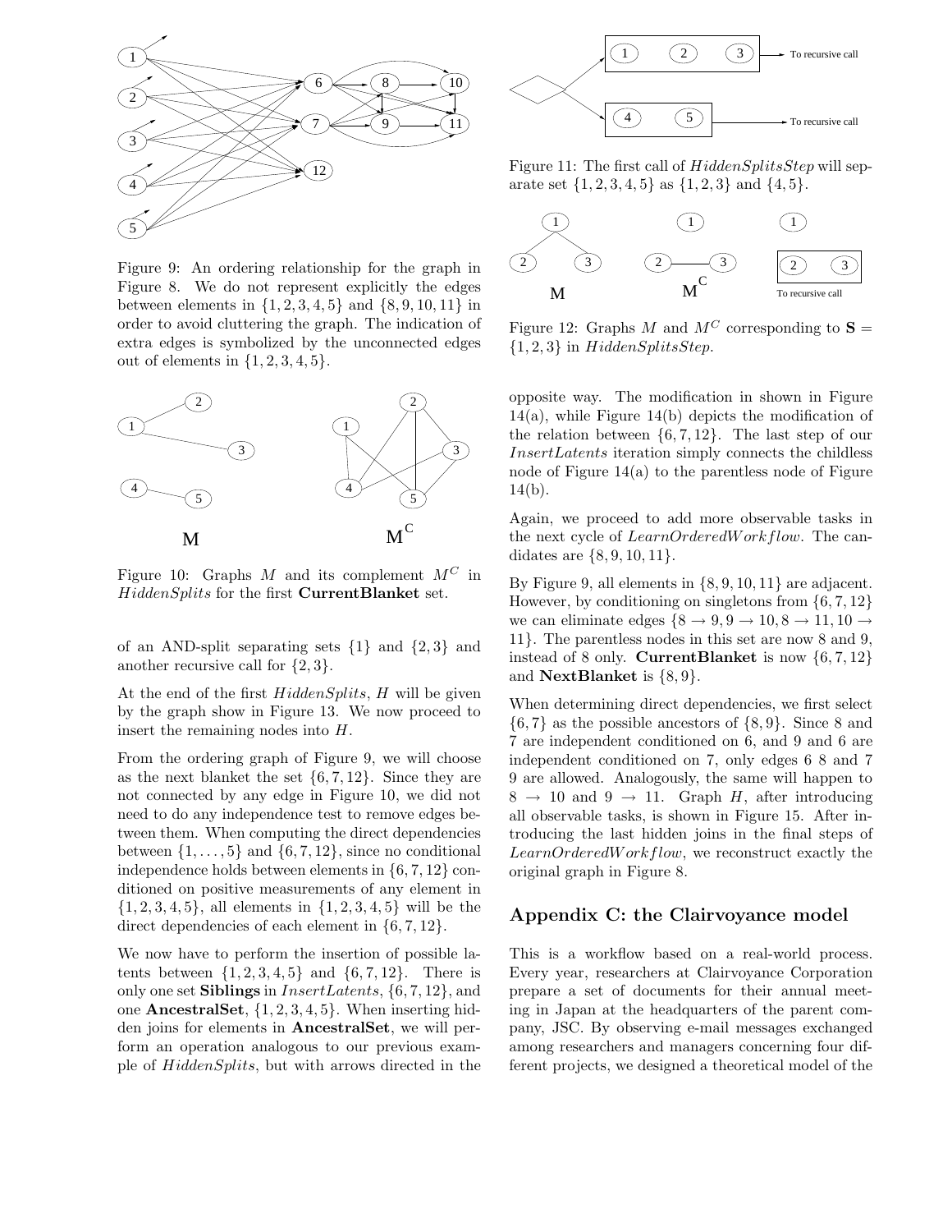Figure 9: An ordering relationship for the graph in Figure 8. We do not represent explicitly the edges between elements in $\{1, 2, 3, 4, 5\}$ and $\{8, 9, 10, 11\}$ in order to avoid cluttering the graph. The indication of extra edges is symbolized by the unconnected edges out of elements in $\{1, 2, 3, 4, 5\}$.

Figure 10: Graphs $M$ and its complement $M^C$ in *HiddenSplits* for the first **CurrentBlanket** set.

of an AND-split separating sets $\{1\}$ and $\{2, 3\}$ and another recursive call for $\{2, 3\}$.

At the end of the first *HiddenSplits*, $H$ will be given by the graph show in Figure 13. We now proceed to insert the remaining nodes into $H$.

From the ordering graph of Figure 9, we will choose as the next blanket the set $\{6, 7, 12\}$. Since they are not connected by any edge in Figure 10, we did not need to do any independence test to remove edges between them. When computing the direct dependencies between $\{1, \ldots, 5\}$ and $\{6, 7, 12\}$, since no conditional independence holds between elements in $\{6, 7, 12\}$ conditioned on positive measurements of any element in $\{1, 2, 3, 4, 5\}$, all elements in $\{1, 2, 3, 4, 5\}$ will be the direct dependencies of each element in $\{6, 7, 12\}$.

We now have to perform the insertion of possible latents between $\{1, 2, 3, 4, 5\}$ and $\{6, 7, 12\}$. There is only one set **Siblings** in *InsertLatents*, $\{6, 7, 12\}$, and one **AncestralSet**, $\{1, 2, 3, 4, 5\}$. When inserting hidden joins for elements in **AncestralSet**, we will perform an operation analogous to our previous example of *HiddenSplits*, but with arrows directed in the

Figure 11: The first call of *HiddenSplitsStep* will separate set $\{1, 2, 3, 4, 5\}$ as $\{1, 2, 3\}$ and $\{4, 5\}$.

Figure 12: Graphs $M$ and $M^C$ corresponding to $\mathbf{S} = \{1, 2, 3\}$ in *HiddenSplitsStep*.

opposite way. The modification in shown in Figure 14(a), while Figure 14(b) depicts the modification of the relation between $\{6, 7, 12\}$. The last step of our *InsertLatents* iteration simply connects the childless node of Figure 14(a) to the parentless node of Figure 14(b).

Again, we proceed to add more observable tasks in the next cycle of *LearnOrderedWorkflow*. The candidates are $\{8, 9, 10, 11\}$.

By Figure 9, all elements in $\{8, 9, 10, 11\}$ are adjacent. However, by conditioning on singletons from $\{6, 7, 12\}$ we can eliminate edges $\{8 \rightarrow 9, 9 \rightarrow 10, 8 \rightarrow 11, 10 \rightarrow 11\}$. The parentless nodes in this set are now 8 and 9, instead of 8 only. **CurrentBlanket** is now $\{6, 7, 12\}$ and **NextBlanket** is $\{8, 9\}$.

When determining direct dependencies, we first select $\{6, 7\}$ as the possible ancestors of $\{8, 9\}$. Since 8 and 7 are independent conditioned on 6, and 9 and 6 are independent conditioned on 7, only edges 6 8 and 7 9 are allowed. Analogously, the same will happen to $8 \rightarrow 10$ and $9 \rightarrow 11$. Graph $H$, after introducing all observable tasks, is shown in Figure 15. After introducing the last hidden joins in the final steps of *LearnOrderedWorkflow*, we reconstruct exactly the original graph in Figure 8.

## Appendix C: the Clairvoyance model

This is a workflow based on a real-world process. Every year, researchers at Clairvoyance Corporation prepare a set of documents for their annual meeting in Japan at the headquarters of the parent company, JSC. By observing e-mail messages exchanged among researchers and managers concerning four different projects, we designed a theoretical model of the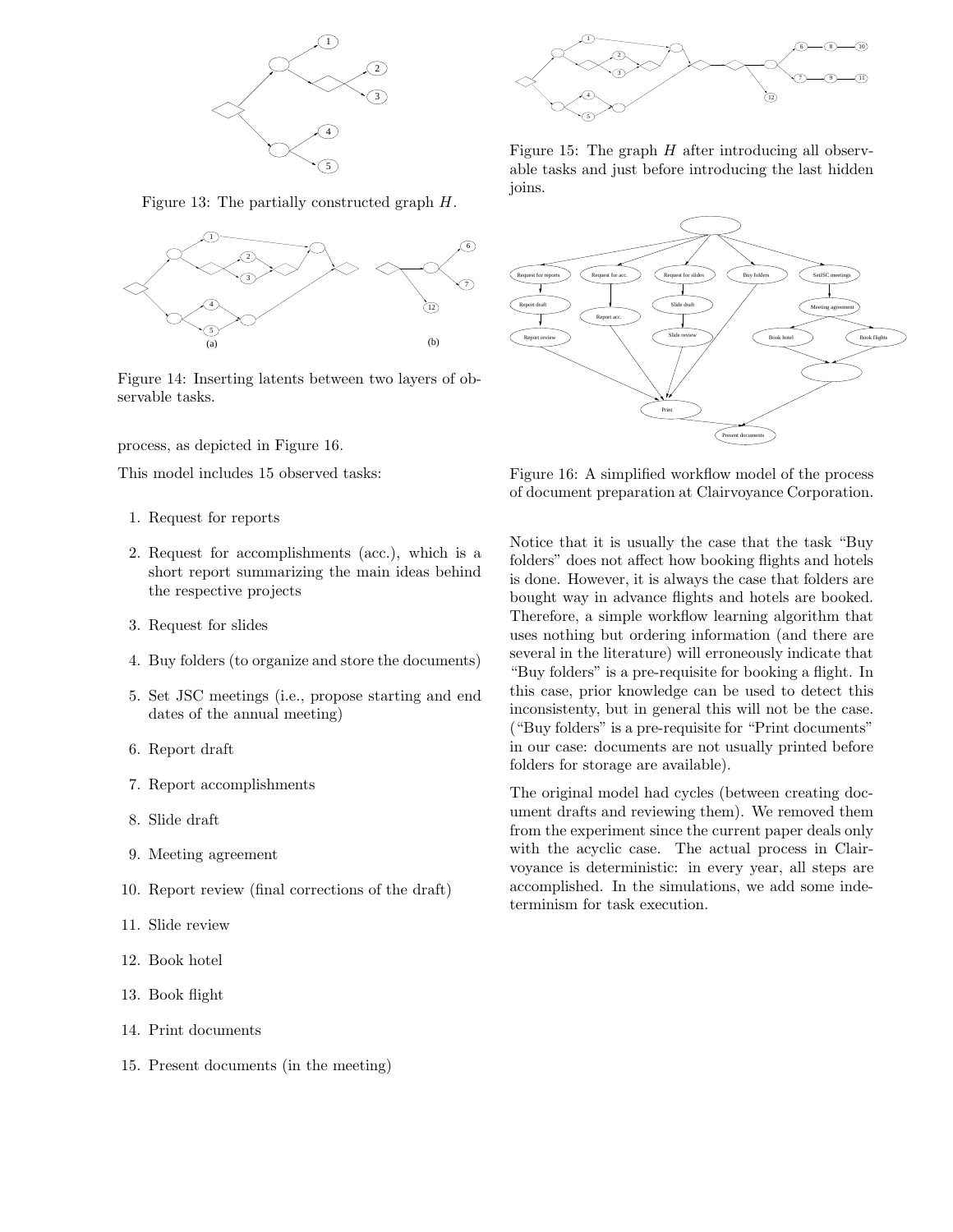1
2
3
4
5

Figure 13: The partially constructed graph $H$.

1
2
3
4
5
(a)
6
7
12
(b)

Figure 14: Inserting latents between two layers of observable tasks.

process, as depicted in Figure 16.

This model includes 15 observed tasks:

1. Request for reports
2. Request for accomplishments (acc.), which is a short report summarizing the main ideas behind the respective projects
3. Request for slides
4. Buy folders (to organize and store the documents)
5. Set JSC meetings (i.e., propose starting and end dates of the annual meeting)
6. Report draft
7. Report accomplishments
8. Slide draft
9. Meeting agreement
10. Report review (final corrections of the draft)
11. Slide review
12. Book hotel
13. Book flight
14. Print documents
15. Present documents (in the meeting)

1
2
3
4
5
6
7
8
9
10
11
12

Figure 15: The graph $H$ after introducing all observable tasks and just before introducing the last hidden joins.

Request for reports
Request for acc.
Request for slides
Buy folders
SetJSC meetings
Report draft
Report acc.
Slide draft
Meeting agreement
Report review
Slide review
Book hotel
Book flights
Print
Present documents

Figure 16: A simplified workflow model of the process of document preparation at Clairvoyance Corporation.

Notice that it is usually the case that the task "Buy folders" does not affect how booking flights and hotels is done. However, it is always the case that folders are bought way in advance flights and hotels are booked. Therefore, a simple workflow learning algorithm that uses nothing but ordering information (and there are several in the literature) will erroneously indicate that "Buy folders" is a pre-requisite for booking a flight. In this case, prior knowledge can be used to detect this inconsistenty, but in general this will not be the case. ("Buy folders" is a pre-requisite for "Print documents" in our case: documents are not usually printed before folders for storage are available).

The original model had cycles (between creating document drafts and reviewing them). We removed them from the experiment since the current paper deals only with the acyclic case. The actual process in Clairvoyance is deterministic: in every year, all steps are accomplished. In the simulations, we add some indeterminism for task execution.